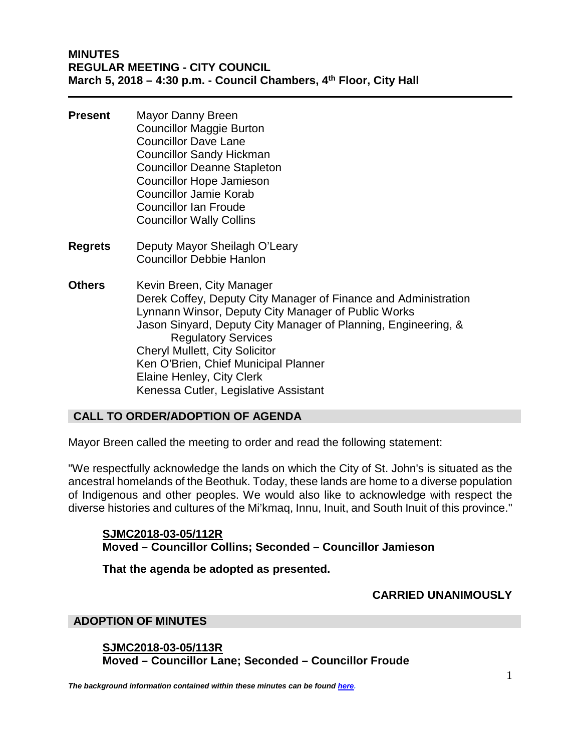# MINUTES
# REGULAR MEETING - CITY COUNCIL
**March 5, 2018 – 4:30 p.m. - Council Chambers, 4th Floor, City Hall**

---

**Present**
Mayor Danny Breen
Councillor Maggie Burton
Councillor Dave Lane
Councillor Sandy Hickman
Councillor Deanne Stapleton
Councillor Hope Jamieson
Councillor Jamie Korab
Councillor Ian Froude
Councillor Wally Collins

**Regrets**
Deputy Mayor Sheilagh O'Leary
Councillor Debbie Hanlon

**Others**
Kevin Breen, City Manager
Derek Coffey, Deputy City Manager of Finance and Administration
Lynnann Winsor, Deputy City Manager of Public Works
Jason Sinyard, Deputy City Manager of Planning, Engineering, & Regulatory Services
Cheryl Mullett, City Solicitor
Ken O'Brien, Chief Municipal Planner
Elaine Henley, City Clerk
Kenessa Cutler, Legislative Assistant

## CALL TO ORDER/ADOPTION OF AGENDA

Mayor Breen called the meeting to order and read the following statement:

"We respectfully acknowledge the lands on which the City of St. John's is situated as the ancestral homelands of the Beothuk. Today, these lands are home to a diverse population of Indigenous and other peoples. We would also like to acknowledge with respect the diverse histories and cultures of the Mi'kmaq, Innu, Inuit, and South Inuit of this province."

**SJMC2018-03-05/112R**
**Moved – Councillor Collins; Seconded – Councillor Jamieson**

**That the agenda be adopted as presented.**

**CARRIED UNANIMOUSLY**

## ADOPTION OF MINUTES

**SJMC2018-03-05/113R**
**Moved – Councillor Lane; Seconded – Councillor Froude**

***The background information contained within these minutes can be found here.***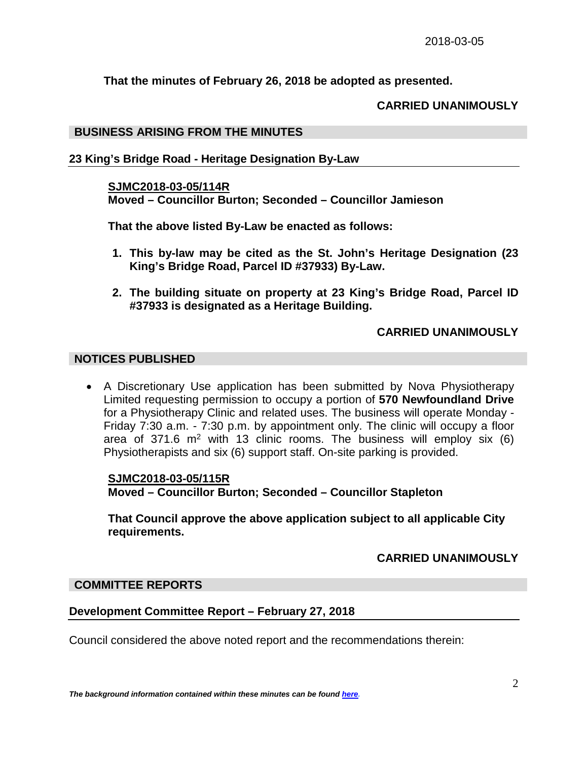**That the minutes of February 26, 2018 be adopted as presented.**

**CARRIED UNANIMOUSLY**

## BUSINESS ARISING FROM THE MINUTES

### 23 King's Bridge Road - Heritage Designation By-Law

**SJMC2018-03-05/114R**
**Moved – Councillor Burton; Seconded – Councillor Jamieson**

**That the above listed By-Law be enacted as follows:**

1. **This by-law may be cited as the St. John's Heritage Designation (23 King's Bridge Road, Parcel ID #37933) By-Law.**
2. **The building situate on property at 23 King's Bridge Road, Parcel ID #37933 is designated as a Heritage Building.**

**CARRIED UNANIMOUSLY**

## NOTICES PUBLISHED

- A Discretionary Use application has been submitted by Nova Physiotherapy Limited requesting permission to occupy a portion of **570 Newfoundland Drive** for a Physiotherapy Clinic and related uses. The business will operate Monday - Friday 7:30 a.m. - 7:30 p.m. by appointment only. The clinic will occupy a floor area of 371.6 $m^2$ with 13 clinic rooms. The business will employ six (6) Physiotherapists and six (6) support staff. On-site parking is provided.

**SJMC2018-03-05/115R**
**Moved – Councillor Burton; Seconded – Councillor Stapleton**

**That Council approve the above application subject to all applicable City requirements.**

**CARRIED UNANIMOUSLY**

## COMMITTEE REPORTS

### Development Committee Report – February 27, 2018

Council considered the above noted report and the recommendations therein:

*The background information contained within these minutes can be found here.*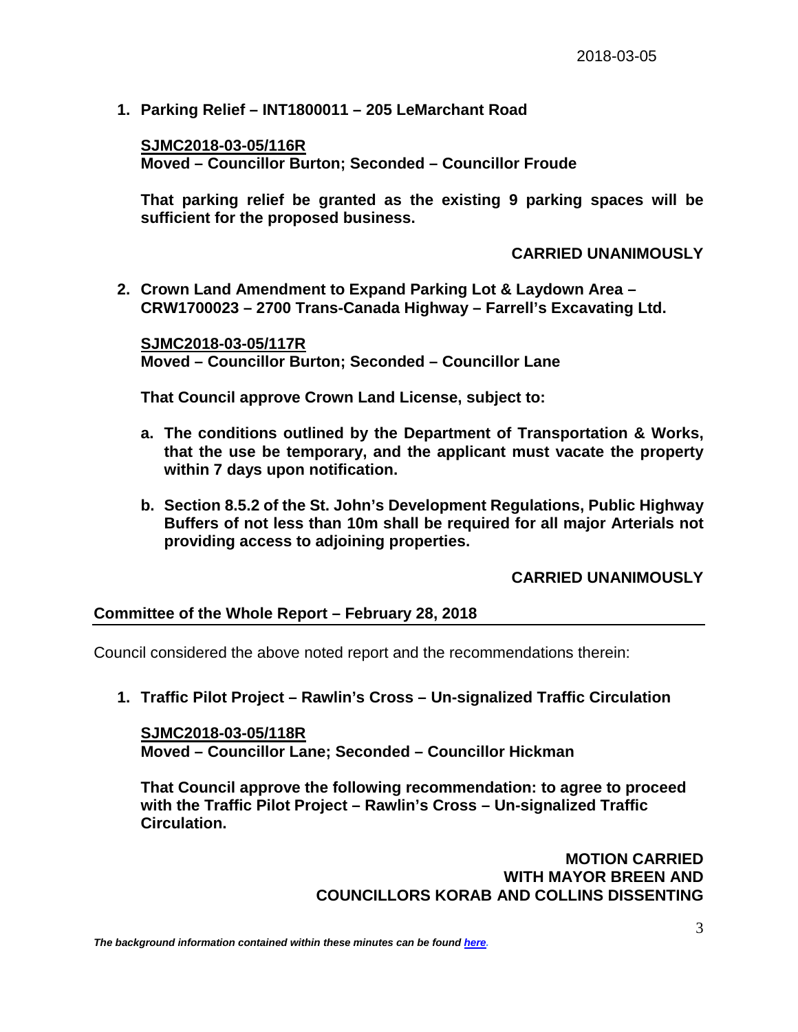2018-03-05

1. **Parking Relief – INT1800011 – 205 LeMarchant Road**

   **SJMC2018-03-05/116R**
   **Moved – Councillor Burton; Seconded – Councillor Froude**

   **That parking relief be granted as the existing 9 parking spaces will be sufficient for the proposed business.**

   **CARRIED UNANIMOUSLY**

2. **Crown Land Amendment to Expand Parking Lot & Laydown Area – CRW1700023 – 2700 Trans-Canada Highway – Farrell's Excavating Ltd.**

   **SJMC2018-03-05/117R**
   **Moved – Councillor Burton; Seconded – Councillor Lane**

   **That Council approve Crown Land License, subject to:**

   a. **The conditions outlined by the Department of Transportation & Works, that the use be temporary, and the applicant must vacate the property within 7 days upon notification.**

   b. **Section 8.5.2 of the St. John's Development Regulations, Public Highway Buffers of not less than 10m shall be required for all major Arterials not providing access to adjoining properties.**

   **CARRIED UNANIMOUSLY**

## Committee of the Whole Report – February 28, 2018

Council considered the above noted report and the recommendations therein:

1. **Traffic Pilot Project – Rawlin's Cross – Un-signalized Traffic Circulation**

   **SJMC2018-03-05/118R**
   **Moved – Councillor Lane; Seconded – Councillor Hickman**

   **That Council approve the following recommendation: to agree to proceed with the Traffic Pilot Project – Rawlin's Cross – Un-signalized Traffic Circulation.**

   **MOTION CARRIED WITH MAYOR BREEN AND COUNCILLORS KORAB AND COLLINS DISSENTING**

*The background information contained within these minutes can be found here.*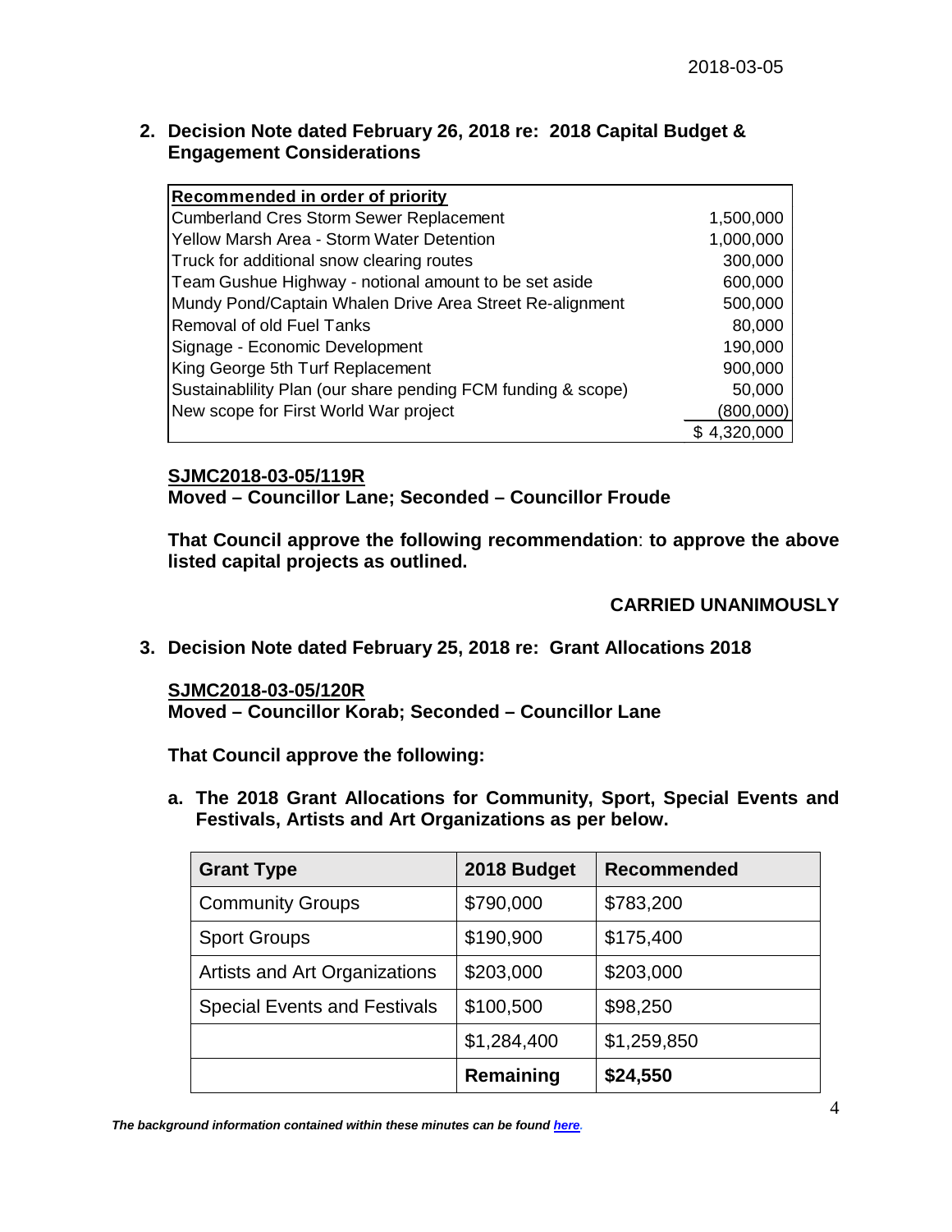2018-03-05

**2. Decision Note dated February 26, 2018 re: 2018 Capital Budget & Engagement Considerations**

| Recommended in order of priority | |
|---|---|
| Cumberland Cres Storm Sewer Replacement | 1,500,000 |
| Yellow Marsh Area - Storm Water Detention | 1,000,000 |
| Truck for additional snow clearing routes | 300,000 |
| Team Gushue Highway - notional amount to be set aside | 600,000 |
| Mundy Pond/Captain Whalen Drive Area Street Re-alignment | 500,000 |
| Removal of old Fuel Tanks | 80,000 |
| Signage - Economic Development | 190,000 |
| King George 5th Turf Replacement | 900,000 |
| Sustainablility Plan (our share pending FCM funding & scope) | 50,000 |
| New scope for First World War project | (800,000) |
| | $ 4,320,000 |

**SJMC2018-03-05/119R**
**Moved – Councillor Lane; Seconded – Councillor Froude**

**That Council approve the following recommendation**: **to approve the above listed capital projects as outlined.**

**CARRIED UNANIMOUSLY**

**3. Decision Note dated February 25, 2018 re: Grant Allocations 2018**

**SJMC2018-03-05/120R**
**Moved – Councillor Korab; Seconded – Councillor Lane**

**That Council approve the following:**

**a. The 2018 Grant Allocations for Community, Sport, Special Events and Festivals, Artists and Art Organizations as per below.**

| Grant Type | 2018 Budget | Recommended |
|---|---|---|
| Community Groups | $790,000 | $783,200 |
| Sport Groups | $190,900 | $175,400 |
| Artists and Art Organizations | $203,000 | $203,000 |
| Special Events and Festivals | $100,500 | $98,250 |
| | $1,284,400 | $1,259,850 |
| | **Remaining** | **$24,550** |

***The background information contained within these minutes can be found here.***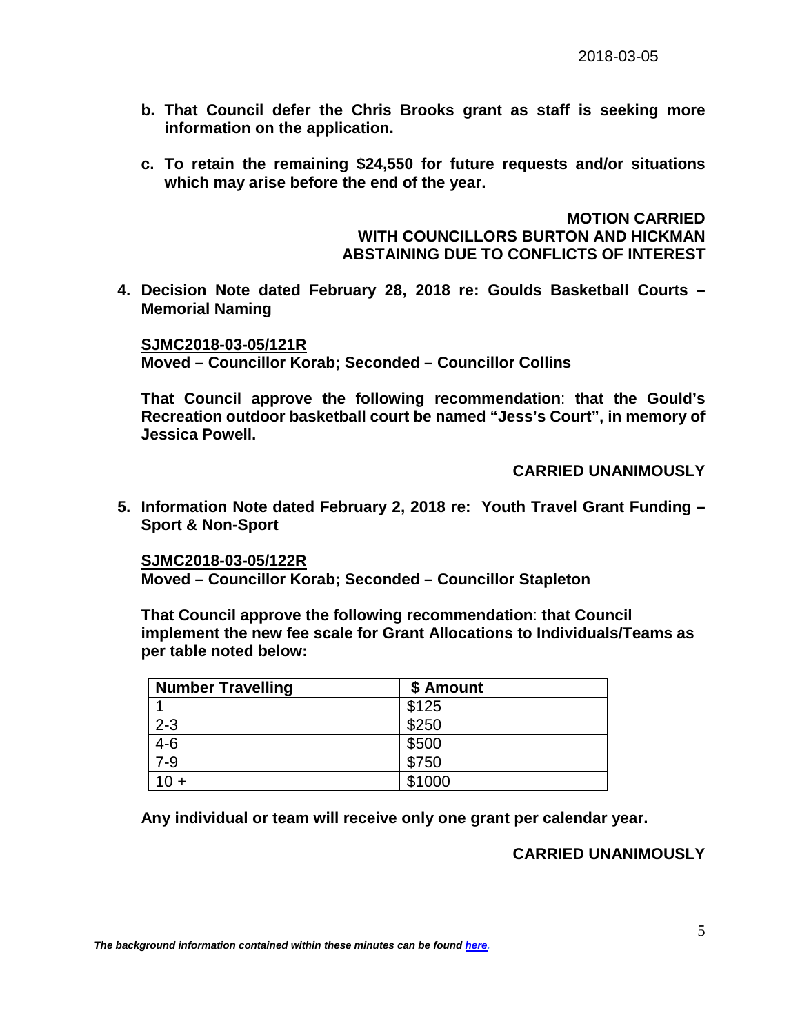- **b. That Council defer the Chris Brooks grant as staff is seeking more information on the application.**
- **c. To retain the remaining $24,550 for future requests and/or situations which may arise before the end of the year.**

**MOTION CARRIED**
**WITH COUNCILLORS BURTON AND HICKMAN ABSTAINING DUE TO CONFLICTS OF INTEREST**

**4. Decision Note dated February 28, 2018 re: Goulds Basketball Courts – Memorial Naming**

**SJMC2018-03-05/121R**
**Moved – Councillor Korab; Seconded – Councillor Collins**

**That Council approve the following recommendation**: **that the Gould's Recreation outdoor basketball court be named "Jess's Court", in memory of Jessica Powell.**

**CARRIED UNANIMOUSLY**

**5. Information Note dated February 2, 2018 re: Youth Travel Grant Funding – Sport & Non-Sport**

**SJMC2018-03-05/122R**
**Moved – Councillor Korab; Seconded – Councillor Stapleton**

**That Council approve the following recommendation**: **that Council implement the new fee scale for Grant Allocations to Individuals/Teams as per table noted below:**

| Number Travelling | $ Amount |
| --- | --- |
| 1 | $125 |
| 2-3 | $250 |
| 4-6 | $500 |
| 7-9 | $750 |
| 10 + | $1000 |

**Any individual or team will receive only one grant per calendar year.**

**CARRIED UNANIMOUSLY**

*The background information contained within these minutes can be found here.*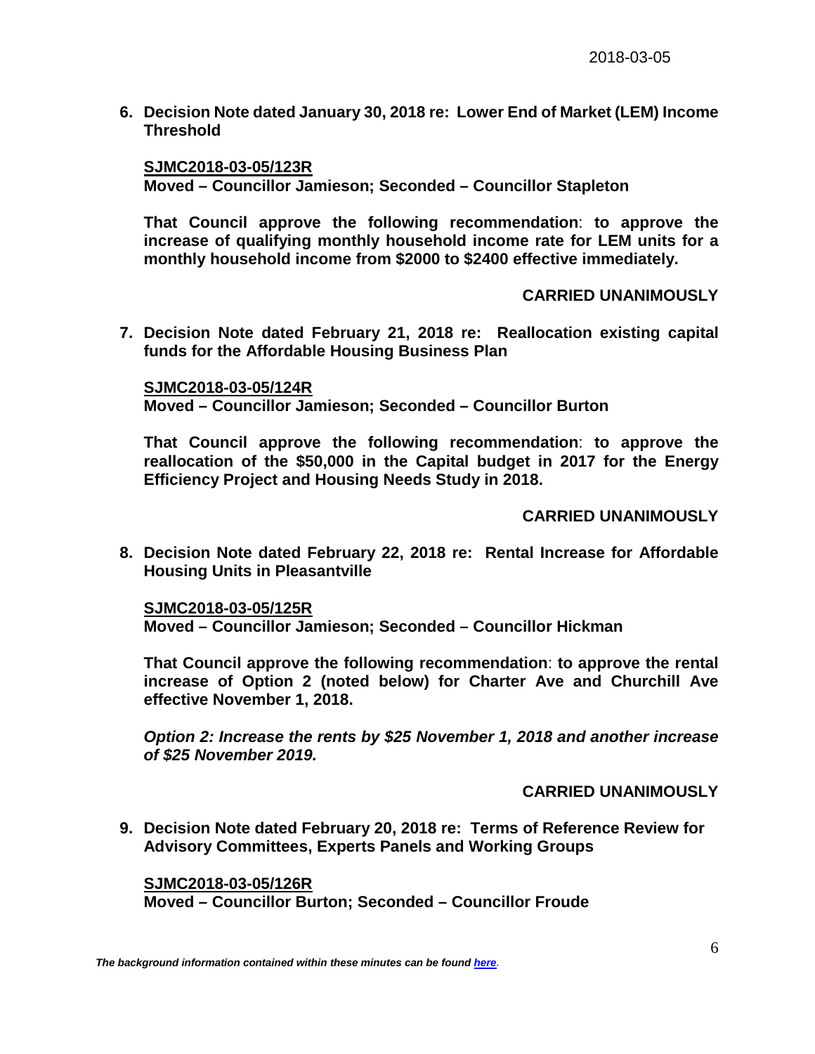**6. Decision Note dated January 30, 2018 re: Lower End of Market (LEM) Income Threshold**

**SJMC2018-03-05/123R**
**Moved – Councillor Jamieson; Seconded – Councillor Stapleton**

**That Council approve the following recommendation: to approve the increase of qualifying monthly household income rate for LEM units for a monthly household income from $2000 to $2400 effective immediately.**

**CARRIED UNANIMOUSLY**

**7. Decision Note dated February 21, 2018 re: Reallocation existing capital funds for the Affordable Housing Business Plan**

**SJMC2018-03-05/124R**
**Moved – Councillor Jamieson; Seconded – Councillor Burton**

**That Council approve the following recommendation: to approve the reallocation of the $50,000 in the Capital budget in 2017 for the Energy Efficiency Project and Housing Needs Study in 2018.**

**CARRIED UNANIMOUSLY**

**8. Decision Note dated February 22, 2018 re: Rental Increase for Affordable Housing Units in Pleasantville**

**SJMC2018-03-05/125R**
**Moved – Councillor Jamieson; Seconded – Councillor Hickman**

**That Council approve the following recommendation: to approve the rental increase of Option 2 (noted below) for Charter Ave and Churchill Ave effective November 1, 2018.**

***Option 2: Increase the rents by $25 November 1, 2018 and another increase of $25 November 2019.***

**CARRIED UNANIMOUSLY**

**9. Decision Note dated February 20, 2018 re: Terms of Reference Review for Advisory Committees, Experts Panels and Working Groups**

**SJMC2018-03-05/126R**
**Moved – Councillor Burton; Seconded – Councillor Froude**

***The background information contained within these minutes can be found here.***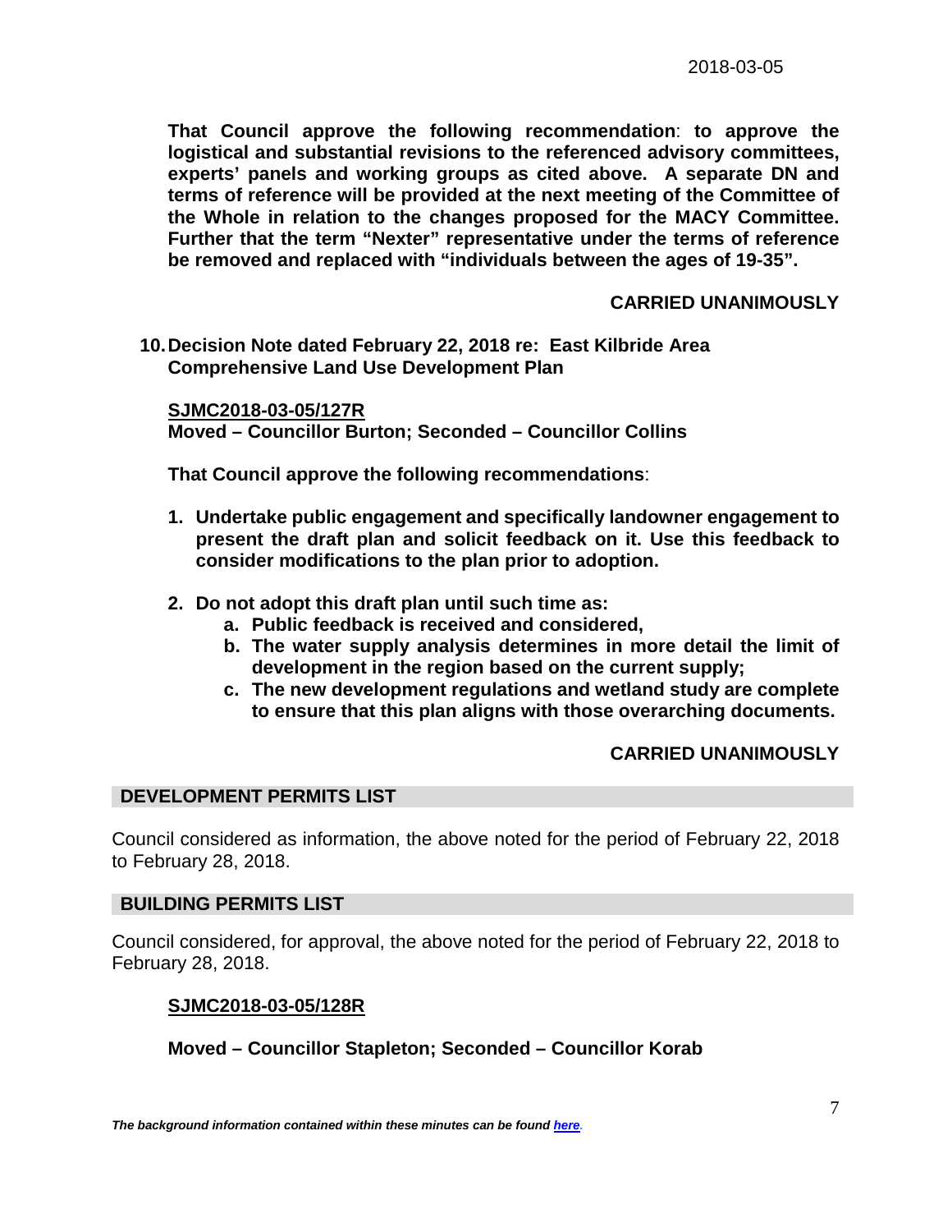**That Council approve the following recommendation**: **to approve the logistical and substantial revisions to the referenced advisory committees, experts' panels and working groups as cited above. A separate DN and terms of reference will be provided at the next meeting of the Committee of the Whole in relation to the changes proposed for the MACY Committee. Further that the term "Nexter" representative under the terms of reference be removed and replaced with "individuals between the ages of 19-35".**

**CARRIED UNANIMOUSLY**

**10. Decision Note dated February 22, 2018 re: East Kilbride Area Comprehensive Land Use Development Plan**

**SJMC2018-03-05/127R**
**Moved – Councillor Burton; Seconded – Councillor Collins**

**That Council approve the following recommendations**:

1. **Undertake public engagement and specifically landowner engagement to present the draft plan and solicit feedback on it. Use this feedback to consider modifications to the plan prior to adoption.**
2. **Do not adopt this draft plan until such time as:**
   a. **Public feedback is received and considered,**
   b. **The water supply analysis determines in more detail the limit of development in the region based on the current supply;**
   c. **The new development regulations and wetland study are complete to ensure that this plan aligns with those overarching documents.**

**CARRIED UNANIMOUSLY**

## DEVELOPMENT PERMITS LIST

Council considered as information, the above noted for the period of February 22, 2018 to February 28, 2018.

## BUILDING PERMITS LIST

Council considered, for approval, the above noted for the period of February 22, 2018 to February 28, 2018.

**SJMC2018-03-05/128R**

**Moved – Councillor Stapleton; Seconded – Councillor Korab**

*The background information contained within these minutes can be found [here](here).*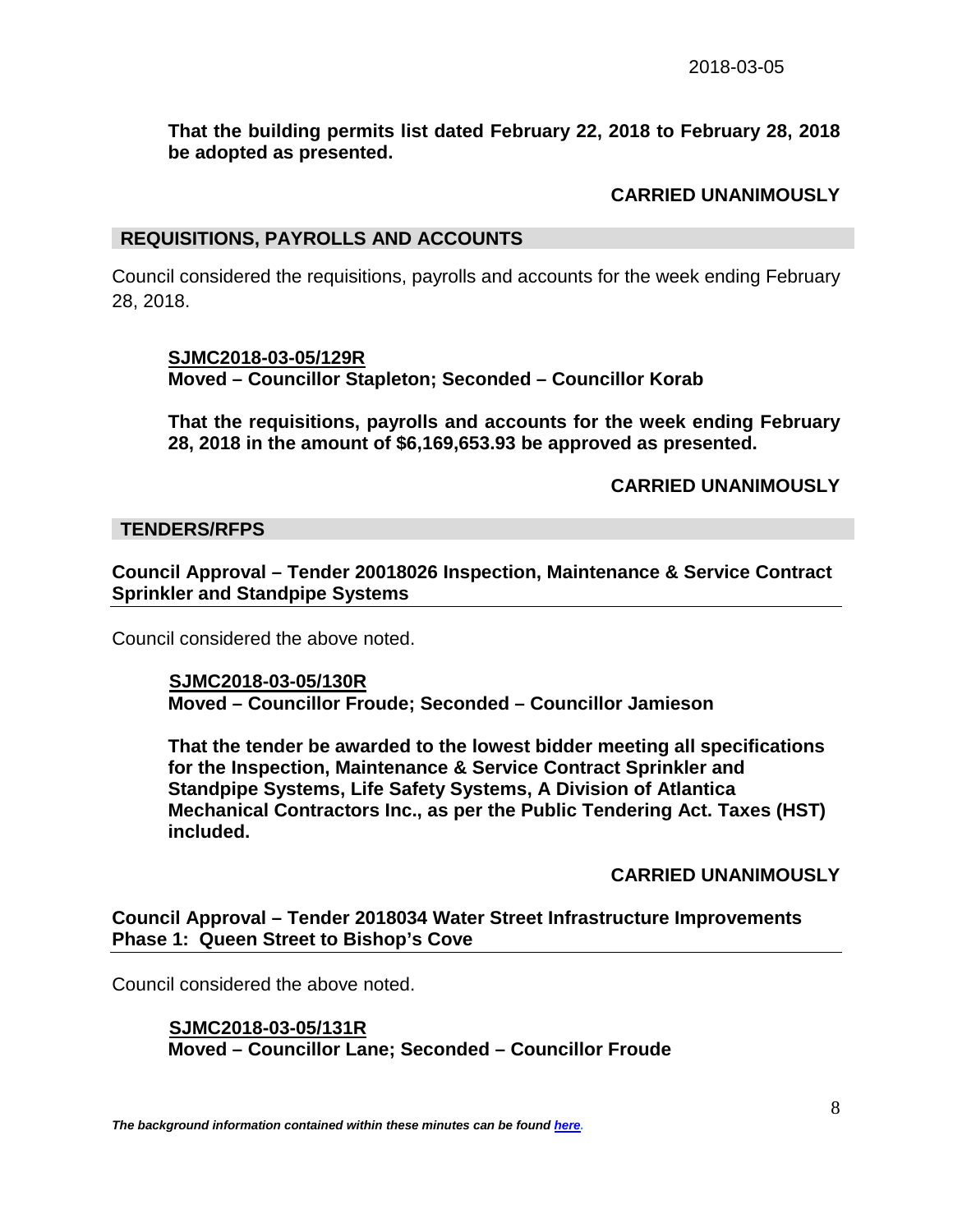**That the building permits list dated February 22, 2018 to February 28, 2018 be adopted as presented.**

**CARRIED UNANIMOUSLY**

## REQUISITIONS, PAYROLLS AND ACCOUNTS

Council considered the requisitions, payrolls and accounts for the week ending February 28, 2018.

**SJMC2018-03-05/129R**
**Moved – Councillor Stapleton; Seconded – Councillor Korab**

**That the requisitions, payrolls and accounts for the week ending February 28, 2018 in the amount of $6,169,653.93 be approved as presented.**

**CARRIED UNANIMOUSLY**

## TENDERS/RFPS

### Council Approval – Tender 20018026 Inspection, Maintenance & Service Contract Sprinkler and Standpipe Systems

Council considered the above noted.

**SJMC2018-03-05/130R**
**Moved – Councillor Froude; Seconded – Councillor Jamieson**

**That the tender be awarded to the lowest bidder meeting all specifications for the Inspection, Maintenance & Service Contract Sprinkler and Standpipe Systems, Life Safety Systems, A Division of Atlantica Mechanical Contractors Inc., as per the Public Tendering Act. Taxes (HST) included.**

**CARRIED UNANIMOUSLY**

### Council Approval – Tender 2018034 Water Street Infrastructure Improvements Phase 1: Queen Street to Bishop's Cove

Council considered the above noted.

**SJMC2018-03-05/131R**
**Moved – Councillor Lane; Seconded – Councillor Froude**

*The background information contained within these minutes can be found here.*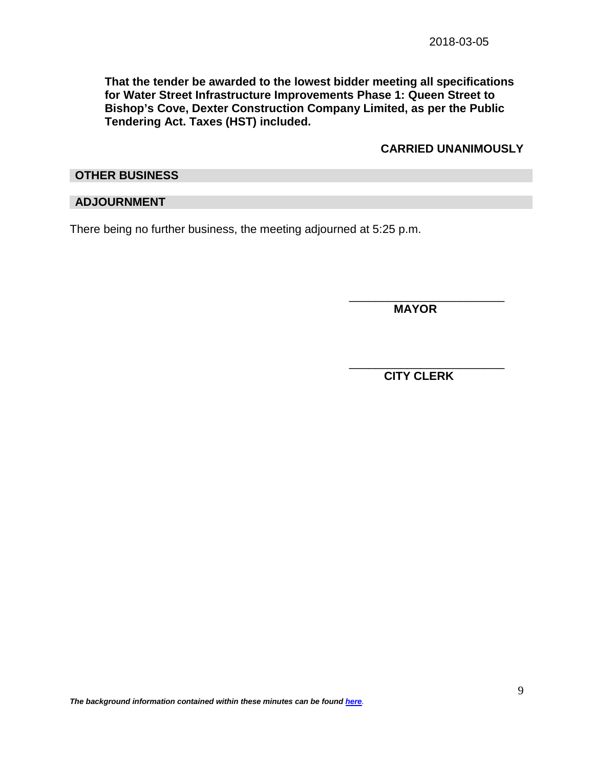**That the tender be awarded to the lowest bidder meeting all specifications for Water Street Infrastructure Improvements Phase 1: Queen Street to Bishop's Cove, Dexter Construction Company Limited, as per the Public Tendering Act. Taxes (HST) included.**

**CARRIED UNANIMOUSLY**

## OTHER BUSINESS

## ADJOURNMENT

There being no further business, the meeting adjourned at 5:25 p.m.

\_\_\_\_\_\_\_\_\_\_\_\_\_\_\_\_\_\_\_\_\_\_\_\_\_\_

**MAYOR**

\_\_\_\_\_\_\_\_\_\_\_\_\_\_\_\_\_\_\_\_\_\_\_\_\_\_

**CITY CLERK**

***The background information contained within these minutes can be found here.***